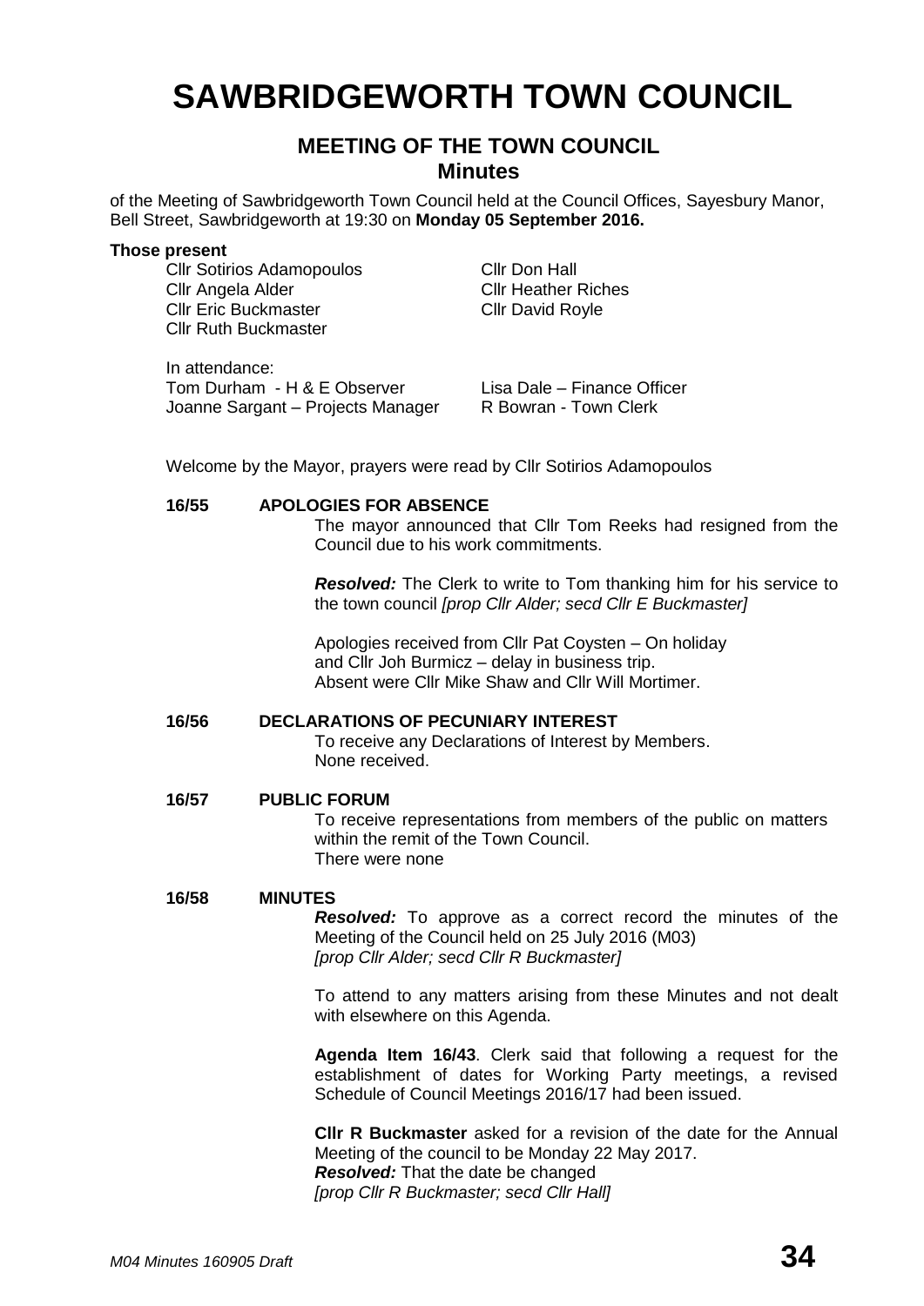# SAWBRIDGEWORTH TOWN COUNCIL

## MEETING OF THE TOWN COUNCIL
### Minutes

of the Meeting of Sawbridgeworth Town Council held at the Council Offices, Sayesbury Manor, Bell Street, Sawbridgeworth at 19:30 on **Monday 05 September 2016.**

**Those present**

Cllr Sotirios Adamopoulos
Cllr Angela Alder
Cllr Eric Buckmaster
Cllr Ruth Buckmaster
Cllr Don Hall
Cllr Heather Riches
Cllr David Royle

In attendance:
Tom Durham - H & E Observer
Joanne Sargant – Projects Manager
Lisa Dale – Finance Officer
R Bowran - Town Clerk

Welcome by the Mayor, prayers were read by Cllr Sotirios Adamopoulos

**16/55 APOLOGIES FOR ABSENCE**

The mayor announced that Cllr Tom Reeks had resigned from the Council due to his work commitments.

***Resolved:*** The Clerk to write to Tom thanking him for his service to the town council *[prop Cllr Alder; secd Cllr E Buckmaster]*

Apologies received from Cllr Pat Coysten – On holiday
and Cllr Joh Burmicz – delay in business trip.
Absent were Cllr Mike Shaw and Cllr Will Mortimer.

**16/56 DECLARATIONS OF PECUNIARY INTEREST**

To receive any Declarations of Interest by Members.
None received.

**16/57 PUBLIC FORUM**

To receive representations from members of the public on matters within the remit of the Town Council.
There were none

**16/58 MINUTES**

***Resolved:*** To approve as a correct record the minutes of the Meeting of the Council held on 25 July 2016 (M03)
*[prop Cllr Alder; secd Cllr R Buckmaster]*

To attend to any matters arising from these Minutes and not dealt with elsewhere on this Agenda.

**Agenda Item 16/43**. Clerk said that following a request for the establishment of dates for Working Party meetings, a revised Schedule of Council Meetings 2016/17 had been issued.

**Cllr R Buckmaster** asked for a revision of the date for the Annual Meeting of the council to be Monday 22 May 2017.
***Resolved:*** That the date be changed
*[prop Cllr R Buckmaster; secd Cllr Hall]*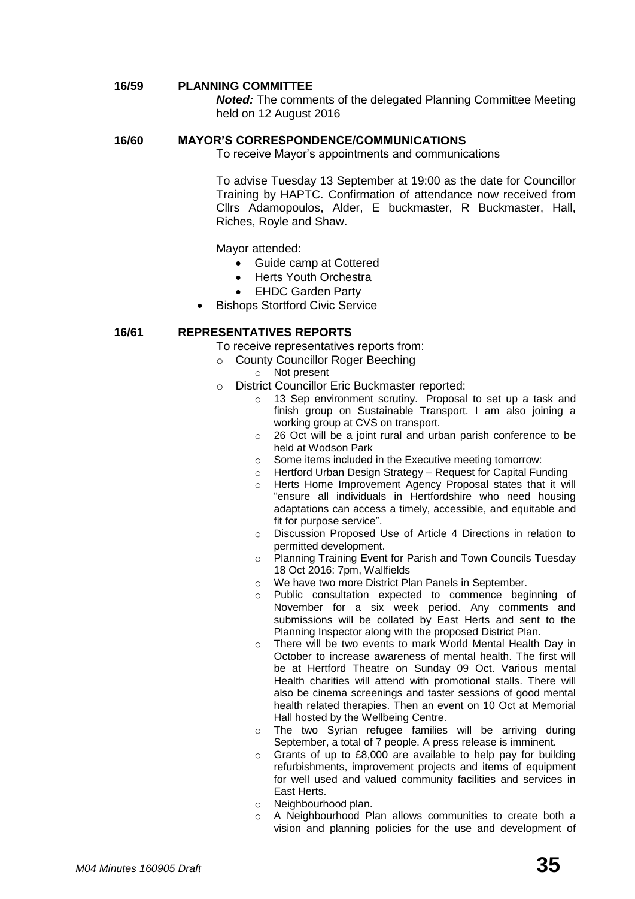**16/59 PLANNING COMMITTEE**

***Noted:*** The comments of the delegated Planning Committee Meeting held on 12 August 2016

**16/60 MAYOR'S CORRESPONDENCE/COMMUNICATIONS**

To receive Mayor's appointments and communications

To advise Tuesday 13 September at 19:00 as the date for Councillor Training by HAPTC. Confirmation of attendance now received from Cllrs Adamopoulos, Alder, E buckmaster, R Buckmaster, Hall, Riches, Royle and Shaw.

Mayor attended:

- Guide camp at Cottered
- Herts Youth Orchestra
- EHDC Garden Party
- Bishops Stortford Civic Service

**16/61 REPRESENTATIVES REPORTS**

To receive representatives reports from:

- County Councillor Roger Beeching
  - Not present
- District Councillor Eric Buckmaster reported:
  - 13 Sep environment scrutiny. Proposal to set up a task and finish group on Sustainable Transport. I am also joining a working group at CVS on transport.
  - 26 Oct will be a joint rural and urban parish conference to be held at Wodson Park
  - Some items included in the Executive meeting tomorrow:
  - Hertford Urban Design Strategy – Request for Capital Funding
  - Herts Home Improvement Agency Proposal states that it will "ensure all individuals in Hertfordshire who need housing adaptations can access a timely, accessible, and equitable and fit for purpose service".
  - Discussion Proposed Use of Article 4 Directions in relation to permitted development.
  - Planning Training Event for Parish and Town Councils Tuesday 18 Oct 2016: 7pm, Wallfields
  - We have two more District Plan Panels in September.
  - Public consultation expected to commence beginning of November for a six week period. Any comments and submissions will be collated by East Herts and sent to the Planning Inspector along with the proposed District Plan.
  - There will be two events to mark World Mental Health Day in October to increase awareness of mental health. The first will be at Hertford Theatre on Sunday 09 Oct. Various mental Health charities will attend with promotional stalls. There will also be cinema screenings and taster sessions of good mental health related therapies. Then an event on 10 Oct at Memorial Hall hosted by the Wellbeing Centre.
  - The two Syrian refugee families will be arriving during September, a total of 7 people. A press release is imminent.
  - Grants of up to £8,000 are available to help pay for building refurbishments, improvement projects and items of equipment for well used and valued community facilities and services in East Herts.
  - Neighbourhood plan.
  - A Neighbourhood Plan allows communities to create both a vision and planning policies for the use and development of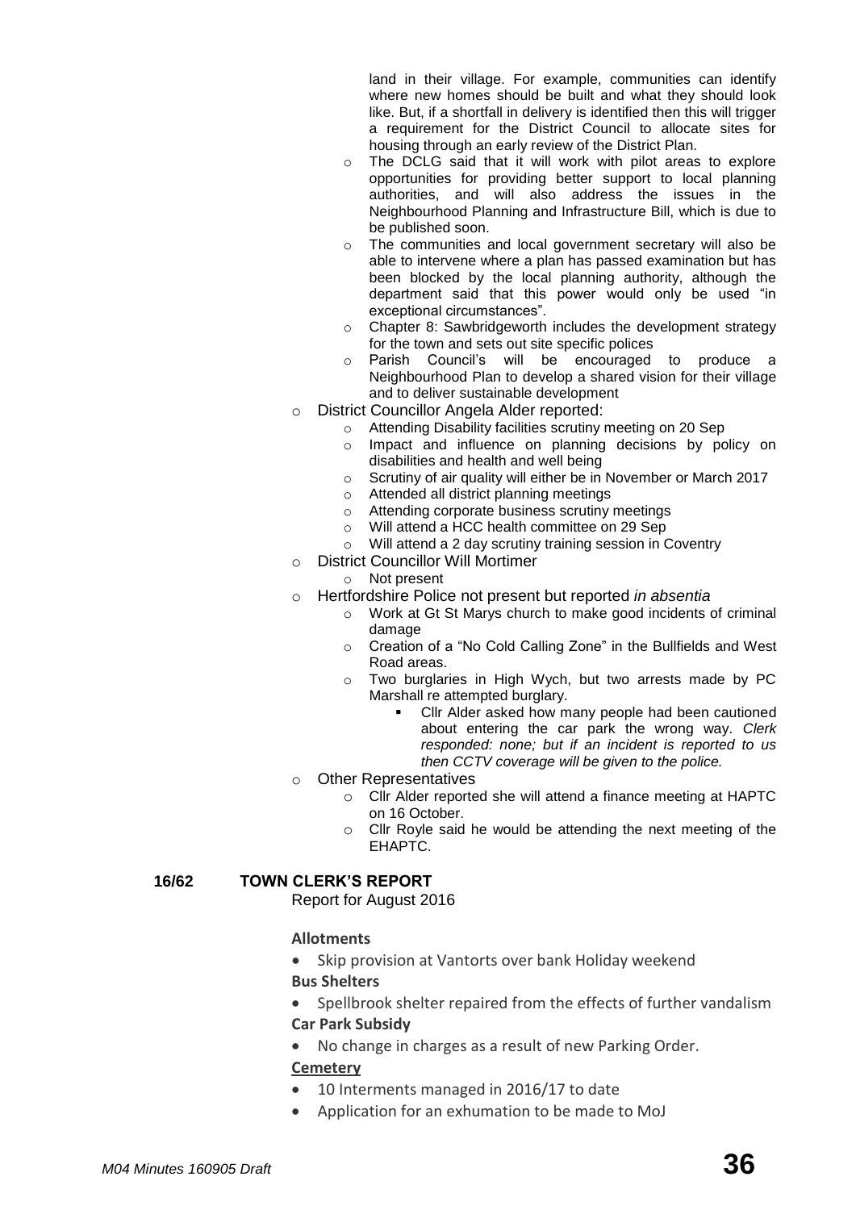land in their village. For example, communities can identify where new homes should be built and what they should look like. But, if a shortfall in delivery is identified then this will trigger a requirement for the District Council to allocate sites for housing through an early review of the District Plan.

- The DCLG said that it will work with pilot areas to explore opportunities for providing better support to local planning authorities, and will also address the issues in the Neighbourhood Planning and Infrastructure Bill, which is due to be published soon.
- The communities and local government secretary will also be able to intervene where a plan has passed examination but has been blocked by the local planning authority, although the department said that this power would only be used "in exceptional circumstances".
- Chapter 8: Sawbridgeworth includes the development strategy for the town and sets out site specific polices
- Parish Council's will be encouraged to produce a Neighbourhood Plan to develop a shared vision for their village and to deliver sustainable development

- District Councillor Angela Alder reported:
  - Attending Disability facilities scrutiny meeting on 20 Sep
  - Impact and influence on planning decisions by policy on disabilities and health and well being
  - Scrutiny of air quality will either be in November or March 2017
  - Attended all district planning meetings
  - Attending corporate business scrutiny meetings
  - Will attend a HCC health committee on 29 Sep
  - Will attend a 2 day scrutiny training session in Coventry
- District Councillor Will Mortimer
  - Not present
- Hertfordshire Police not present but reported *in absentia*
  - Work at Gt St Marys church to make good incidents of criminal damage
  - Creation of a "No Cold Calling Zone" in the Bullfields and West Road areas.
  - Two burglaries in High Wych, but two arrests made by PC Marshall re attempted burglary.
    - Cllr Alder asked how many people had been cautioned about entering the car park the wrong way. *Clerk responded: none; but if an incident is reported to us then CCTV coverage will be given to the police.*
- Other Representatives
  - Cllr Alder reported she will attend a finance meeting at HAPTC on 16 October.
  - Cllr Royle said he would be attending the next meeting of the EHAPTC.

**16/62 TOWN CLERK'S REPORT**

Report for August 2016

**Allotments**

- Skip provision at Vantorts over bank Holiday weekend

**Bus Shelters**

- Spellbrook shelter repaired from the effects of further vandalism

**Car Park Subsidy**

- No change in charges as a result of new Parking Order.

**Cemetery**

- 10 Interments managed in 2016/17 to date
- Application for an exhumation to be made to MoJ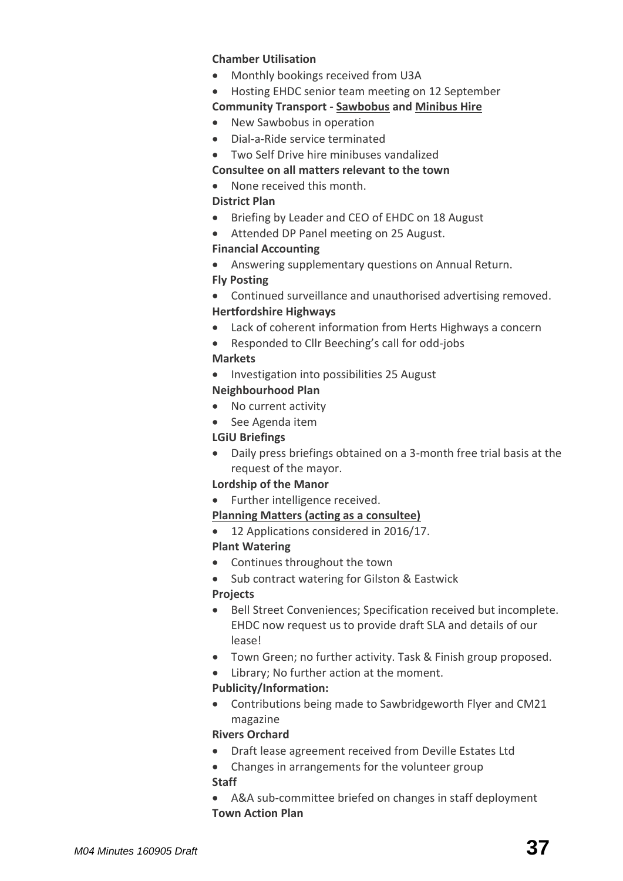**Chamber Utilisation**

- Monthly bookings received from U3A
- Hosting EHDC senior team meeting on 12 September

**Community Transport - <u>Sawbobus</u> and <u>Minibus Hire</u>**

- New Sawbobus in operation
- Dial-a-Ride service terminated
- Two Self Drive hire minibuses vandalized

**Consultee on all matters relevant to the town**

- None received this month.

**District Plan**

- Briefing by Leader and CEO of EHDC on 18 August
- Attended DP Panel meeting on 25 August.

**Financial Accounting**

- Answering supplementary questions on Annual Return.

**Fly Posting**

- Continued surveillance and unauthorised advertising removed.

**Hertfordshire Highways**

- Lack of coherent information from Herts Highways a concern
- Responded to Cllr Beeching's call for odd-jobs

**Markets**

- Investigation into possibilities 25 August

**Neighbourhood Plan**

- No current activity
- See Agenda item

**LGiU Briefings**

- Daily press briefings obtained on a 3-month free trial basis at the request of the mayor.

**Lordship of the Manor**

- Further intelligence received.

**<u>Planning Matters (acting as a consultee)</u>**

- 12 Applications considered in 2016/17.

**Plant Watering**

- Continues throughout the town
- Sub contract watering for Gilston & Eastwick

**Projects**

- Bell Street Conveniences; Specification received but incomplete. EHDC now request us to provide draft SLA and details of our lease!
- Town Green; no further activity. Task & Finish group proposed.
- Library; No further action at the moment.

**Publicity/Information:**

- Contributions being made to Sawbridgeworth Flyer and CM21 magazine

**Rivers Orchard**

- Draft lease agreement received from Deville Estates Ltd
- Changes in arrangements for the volunteer group

**Staff**

- A&A sub-committee briefed on changes in staff deployment

**Town Action Plan**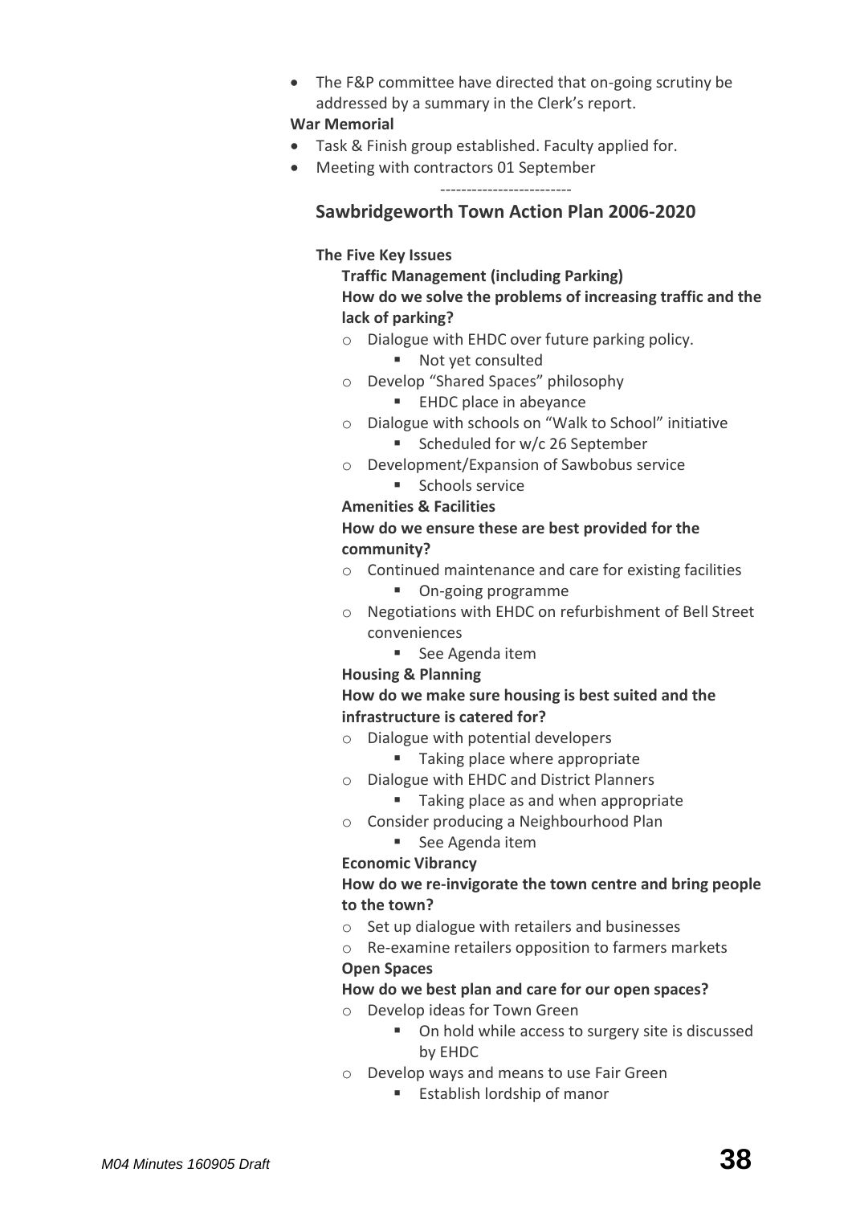- The F&P committee have directed that on-going scrutiny be addressed by a summary in the Clerk's report.

**War Memorial**

- Task & Finish group established. Faculty applied for.
- Meeting with contractors 01 September

-------------------------

## Sawbridgeworth Town Action Plan 2006-2020

**The Five Key Issues**

**Traffic Management (including Parking)**

**How do we solve the problems of increasing traffic and the lack of parking?**

- Dialogue with EHDC over future parking policy.
  - Not yet consulted
- Develop "Shared Spaces" philosophy
  - EHDC place in abeyance
- Dialogue with schools on "Walk to School" initiative
  - Scheduled for w/c 26 September
- Development/Expansion of Sawbobus service
  - Schools service

**Amenities & Facilities**

**How do we ensure these are best provided for the community?**

- Continued maintenance and care for existing facilities
  - On-going programme
- Negotiations with EHDC on refurbishment of Bell Street conveniences
  - See Agenda item

**Housing & Planning**

**How do we make sure housing is best suited and the infrastructure is catered for?**

- Dialogue with potential developers
  - Taking place where appropriate
- Dialogue with EHDC and District Planners
  - Taking place as and when appropriate
- Consider producing a Neighbourhood Plan
  - See Agenda item

**Economic Vibrancy**

**How do we re-invigorate the town centre and bring people to the town?**

- Set up dialogue with retailers and businesses
- Re-examine retailers opposition to farmers markets

**Open Spaces**

**How do we best plan and care for our open spaces?**

- Develop ideas for Town Green
  - On hold while access to surgery site is discussed by EHDC
- Develop ways and means to use Fair Green
  - Establish lordship of manor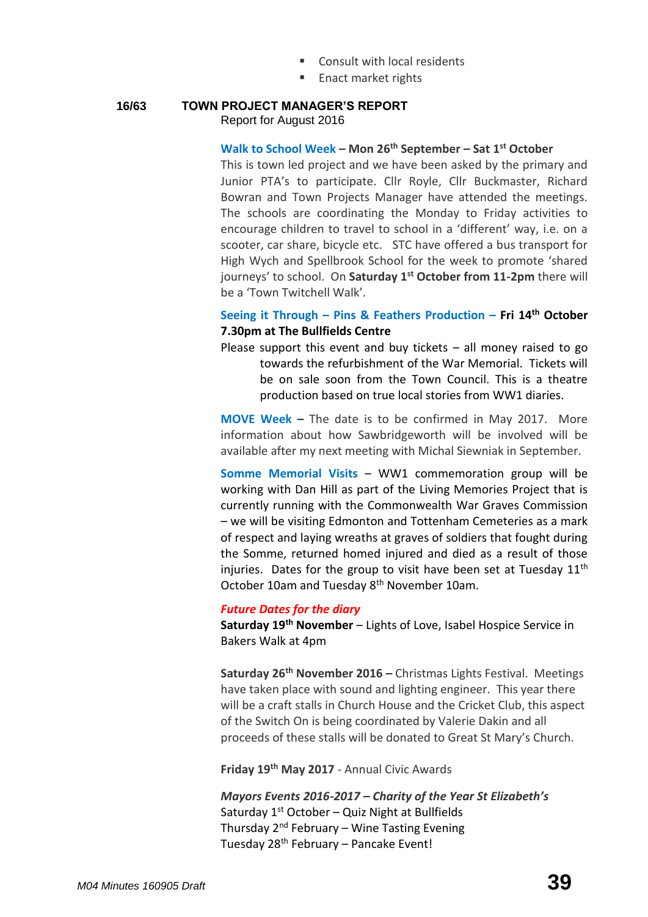- Consult with local residents
- Enact market rights

## 16/63 TOWN PROJECT MANAGER'S REPORT

Report for August 2016

**Walk to School Week – Mon 26th September – Sat 1st October**
This is town led project and we have been asked by the primary and Junior PTA's to participate. Cllr Royle, Cllr Buckmaster, Richard Bowran and Town Projects Manager have attended the meetings. The schools are coordinating the Monday to Friday activities to encourage children to travel to school in a 'different' way, i.e. on a scooter, car share, bicycle etc. STC have offered a bus transport for High Wych and Spellbrook School for the week to promote 'shared journeys' to school. On **Saturday 1st October from 11-2pm** there will be a 'Town Twitchell Walk'.

**Seeing it Through – Pins & Feathers Production – Fri 14th October 7.30pm at The Bullfields Centre**
Please support this event and buy tickets – all money raised to go towards the refurbishment of the War Memorial. Tickets will be on sale soon from the Town Council. This is a theatre production based on true local stories from WW1 diaries.

**MOVE Week** – The date is to be confirmed in May 2017. More information about how Sawbridgeworth will be involved will be available after my next meeting with Michal Siewniak in September.

**Somme Memorial Visits** – WW1 commemoration group will be working with Dan Hill as part of the Living Memories Project that is currently running with the Commonwealth War Graves Commission – we will be visiting Edmonton and Tottenham Cemeteries as a mark of respect and laying wreaths at graves of soldiers that fought during the Somme, returned homed injured and died as a result of those injuries. Dates for the group to visit have been set at Tuesday 11th October 10am and Tuesday 8th November 10am.

***Future Dates for the diary***
**Saturday 19th November** – Lights of Love, Isabel Hospice Service in Bakers Walk at 4pm

**Saturday 26th November 2016 –** Christmas Lights Festival. Meetings have taken place with sound and lighting engineer. This year there will be a craft stalls in Church House and the Cricket Club, this aspect of the Switch On is being coordinated by Valerie Dakin and all proceeds of these stalls will be donated to Great St Mary's Church.

**Friday 19th May 2017** - Annual Civic Awards

***Mayors Events 2016-2017 – Charity of the Year St Elizabeth's***
Saturday 1st October – Quiz Night at Bullfields
Thursday 2nd February – Wine Tasting Evening
Tuesday 28th February – Pancake Event!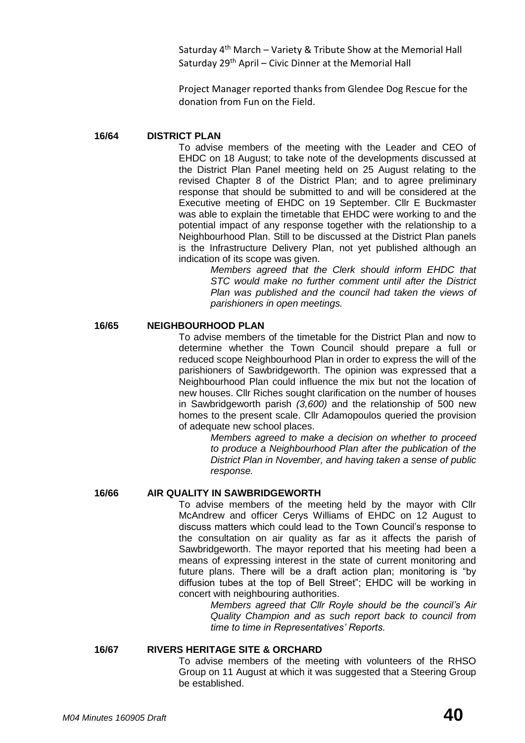Saturday 4th March – Variety & Tribute Show at the Memorial Hall
Saturday 29th April – Civic Dinner at the Memorial Hall

Project Manager reported thanks from Glendee Dog Rescue for the donation from Fun on the Field.

**16/64 DISTRICT PLAN**

To advise members of the meeting with the Leader and CEO of EHDC on 18 August; to take note of the developments discussed at the District Plan Panel meeting held on 25 August relating to the revised Chapter 8 of the District Plan; and to agree preliminary response that should be submitted to and will be considered at the Executive meeting of EHDC on 19 September. Cllr E Buckmaster was able to explain the timetable that EHDC were working to and the potential impact of any response together with the relationship to a Neighbourhood Plan. Still to be discussed at the District Plan panels is the Infrastructure Delivery Plan, not yet published although an indication of its scope was given.

*Members agreed that the Clerk should inform EHDC that STC would make no further comment until after the District Plan was published and the council had taken the views of parishioners in open meetings.*

**16/65 NEIGHBOURHOOD PLAN**

To advise members of the timetable for the District Plan and now to determine whether the Town Council should prepare a full or reduced scope Neighbourhood Plan in order to express the will of the parishioners of Sawbridgeworth. The opinion was expressed that a Neighbourhood Plan could influence the mix but not the location of new houses. Cllr Riches sought clarification on the number of houses in Sawbridgeworth parish *(3,600)* and the relationship of 500 new homes to the present scale. Cllr Adamopoulos queried the provision of adequate new school places.

*Members agreed to make a decision on whether to proceed to produce a Neighbourhood Plan after the publication of the District Plan in November, and having taken a sense of public response.*

**16/66 AIR QUALITY IN SAWBRIDGEWORTH**

To advise members of the meeting held by the mayor with Cllr McAndrew and officer Cerys Williams of EHDC on 12 August to discuss matters which could lead to the Town Council's response to the consultation on air quality as far as it affects the parish of Sawbridgeworth. The mayor reported that his meeting had been a means of expressing interest in the state of current monitoring and future plans. There will be a draft action plan; monitoring is "by diffusion tubes at the top of Bell Street"; EHDC will be working in concert with neighbouring authorities.

*Members agreed that Cllr Royle should be the council's Air Quality Champion and as such report back to council from time to time in Representatives' Reports.*

**16/67 RIVERS HERITAGE SITE & ORCHARD**

To advise members of the meeting with volunteers of the RHSO Group on 11 August at which it was suggested that a Steering Group be established.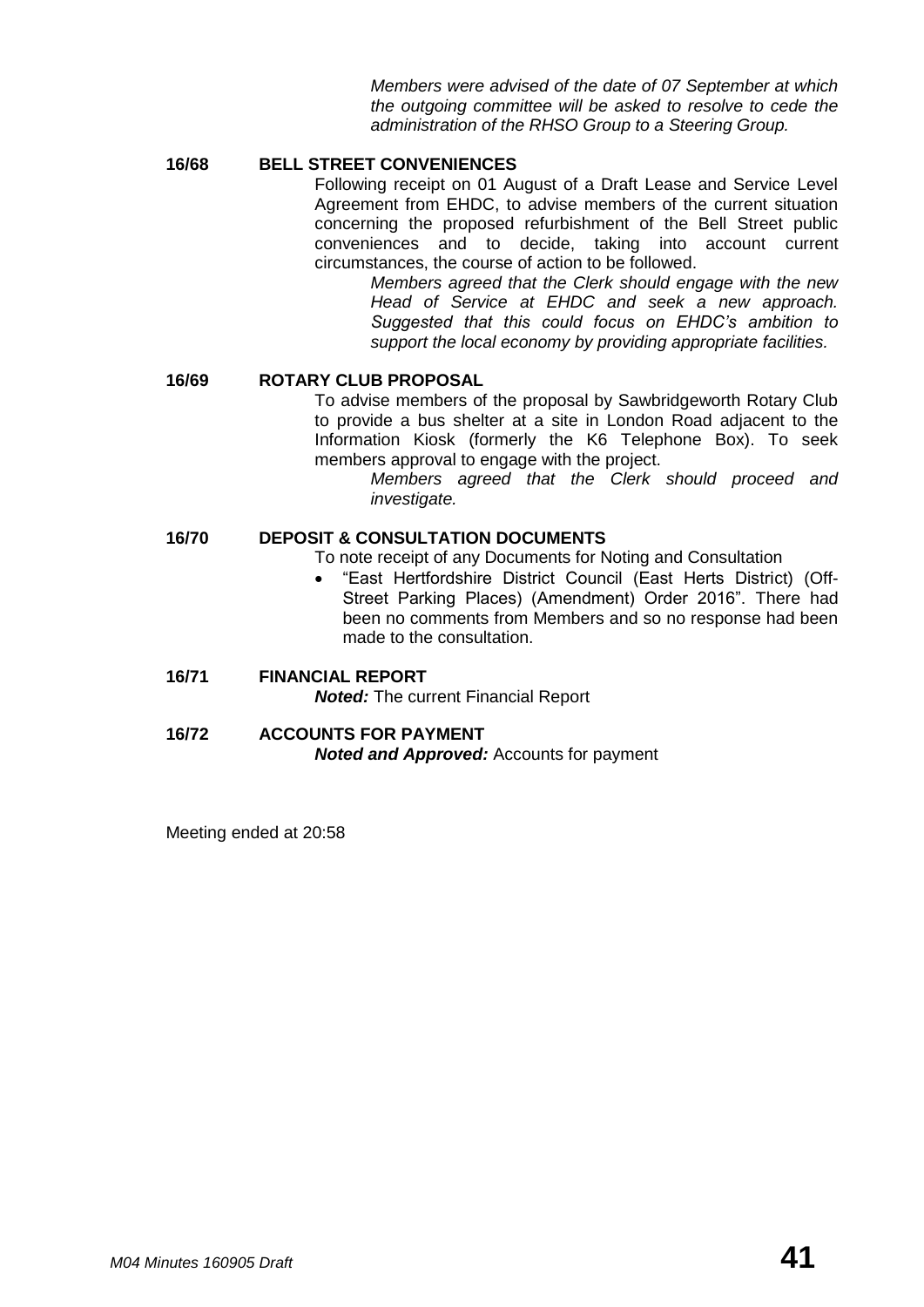*Members were advised of the date of 07 September at which the outgoing committee will be asked to resolve to cede the administration of the RHSO Group to a Steering Group.*

**16/68 BELL STREET CONVENIENCES**

Following receipt on 01 August of a Draft Lease and Service Level Agreement from EHDC, to advise members of the current situation concerning the proposed refurbishment of the Bell Street public conveniences and to decide, taking into account current circumstances, the course of action to be followed.

*Members agreed that the Clerk should engage with the new Head of Service at EHDC and seek a new approach. Suggested that this could focus on EHDC's ambition to support the local economy by providing appropriate facilities.*

**16/69 ROTARY CLUB PROPOSAL**

To advise members of the proposal by Sawbridgeworth Rotary Club to provide a bus shelter at a site in London Road adjacent to the Information Kiosk (formerly the K6 Telephone Box). To seek members approval to engage with the project.

*Members agreed that the Clerk should proceed and investigate.*

**16/70 DEPOSIT & CONSULTATION DOCUMENTS**

To note receipt of any Documents for Noting and Consultation

- "East Hertfordshire District Council (East Herts District) (Off-Street Parking Places) (Amendment) Order 2016". There had been no comments from Members and so no response had been made to the consultation.

**16/71 FINANCIAL REPORT**

***Noted:*** The current Financial Report

**16/72 ACCOUNTS FOR PAYMENT**

***Noted and Approved:*** Accounts for payment

Meeting ended at 20:58